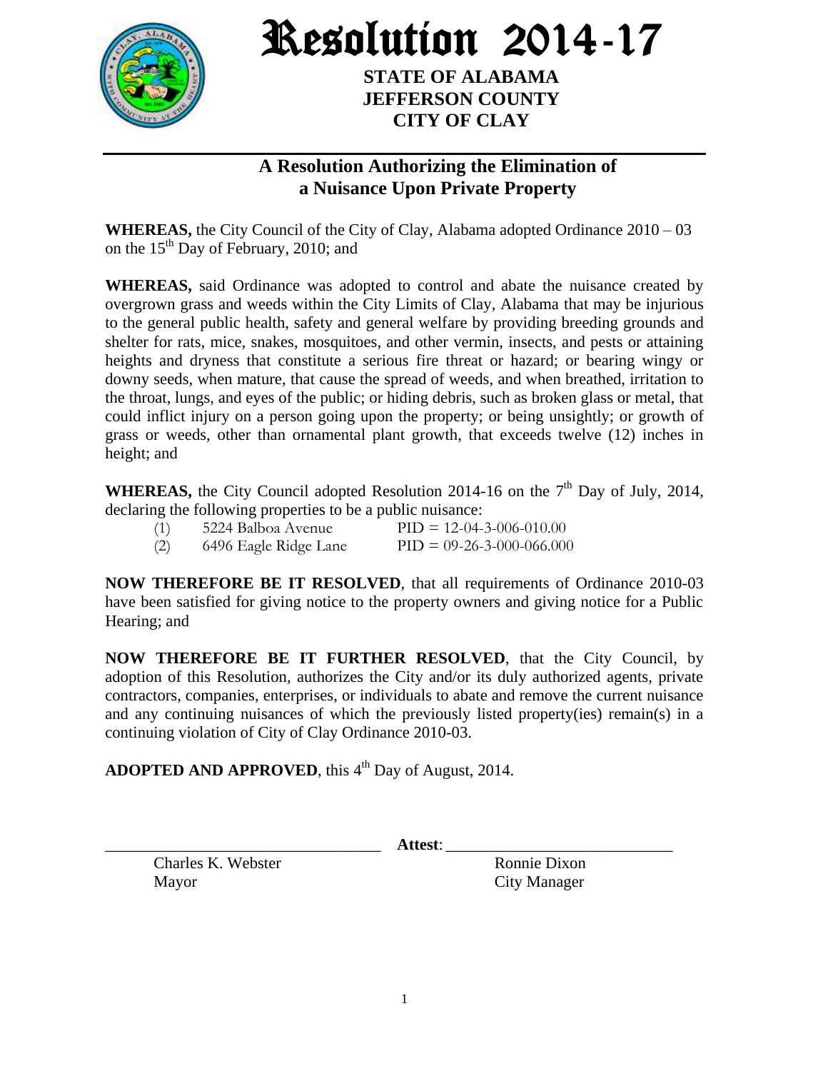# Resolution 2014-17

**STATE OF ALABAMA**
**JEFFERSON COUNTY**
**CITY OF CLAY**

## A Resolution Authorizing the Elimination of a Nuisance Upon Private Property

**WHEREAS,** the City Council of the City of Clay, Alabama adopted Ordinance 2010 – 03 on the 15th Day of February, 2010; and

**WHEREAS,** said Ordinance was adopted to control and abate the nuisance created by overgrown grass and weeds within the City Limits of Clay, Alabama that may be injurious to the general public health, safety and general welfare by providing breeding grounds and shelter for rats, mice, snakes, mosquitoes, and other vermin, insects, and pests or attaining heights and dryness that constitute a serious fire threat or hazard; or bearing wingy or downy seeds, when mature, that cause the spread of weeds, and when breathed, irritation to the throat, lungs, and eyes of the public; or hiding debris, such as broken glass or metal, that could inflict injury on a person going upon the property; or being unsightly; or growth of grass or weeds, other than ornamental plant growth, that exceeds twelve (12) inches in height; and

**WHEREAS,** the City Council adopted Resolution 2014-16 on the 7th Day of July, 2014, declaring the following properties to be a public nuisance:

(1) 5224 Balboa Avenue PID = 12-04-3-006-010.00
(2) 6496 Eagle Ridge Lane PID = 09-26-3-000-066.000

**NOW THEREFORE BE IT RESOLVED**, that all requirements of Ordinance 2010-03 have been satisfied for giving notice to the property owners and giving notice for a Public Hearing; and

**NOW THEREFORE BE IT FURTHER RESOLVED**, that the City Council, by adoption of this Resolution, authorizes the City and/or its duly authorized agents, private contractors, companies, enterprises, or individuals to abate and remove the current nuisance and any continuing nuisances of which the previously listed property(ies) remain(s) in a continuing violation of City of Clay Ordinance 2010-03.

**ADOPTED AND APPROVED**, this 4th Day of August, 2014.

\_\_\_\_\_\_\_\_\_\_\_\_\_\_\_\_\_\_\_\_\_\_\_\_\_\_\_\_\_\_ **Attest**: \_\_\_\_\_\_\_\_\_\_\_\_\_\_\_\_\_\_\_\_\_\_\_\_\_\_\_\_\_\_

Charles K. Webster
Mayor

Ronnie Dixon
City Manager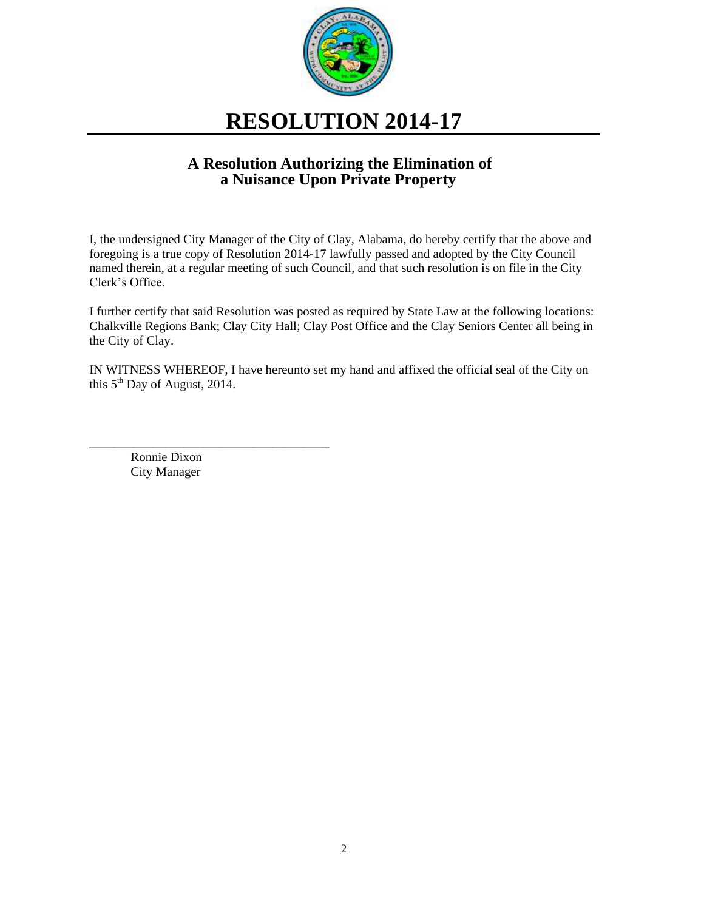# RESOLUTION 2014-17

## A Resolution Authorizing the Elimination of a Nuisance Upon Private Property

I, the undersigned City Manager of the City of Clay, Alabama, do hereby certify that the above and foregoing is a true copy of Resolution 2014-17 lawfully passed and adopted by the City Council named therein, at a regular meeting of such Council, and that such resolution is on file in the City Clerk's Office.

I further certify that said Resolution was posted as required by State Law at the following locations: Chalkville Regions Bank; Clay City Hall; Clay Post Office and the Clay Seniors Center all being in the City of Clay.

IN WITNESS WHEREOF, I have hereunto set my hand and affixed the official seal of the City on this 5th Day of August, 2014.

_______________________________________

Ronnie Dixon
City Manager